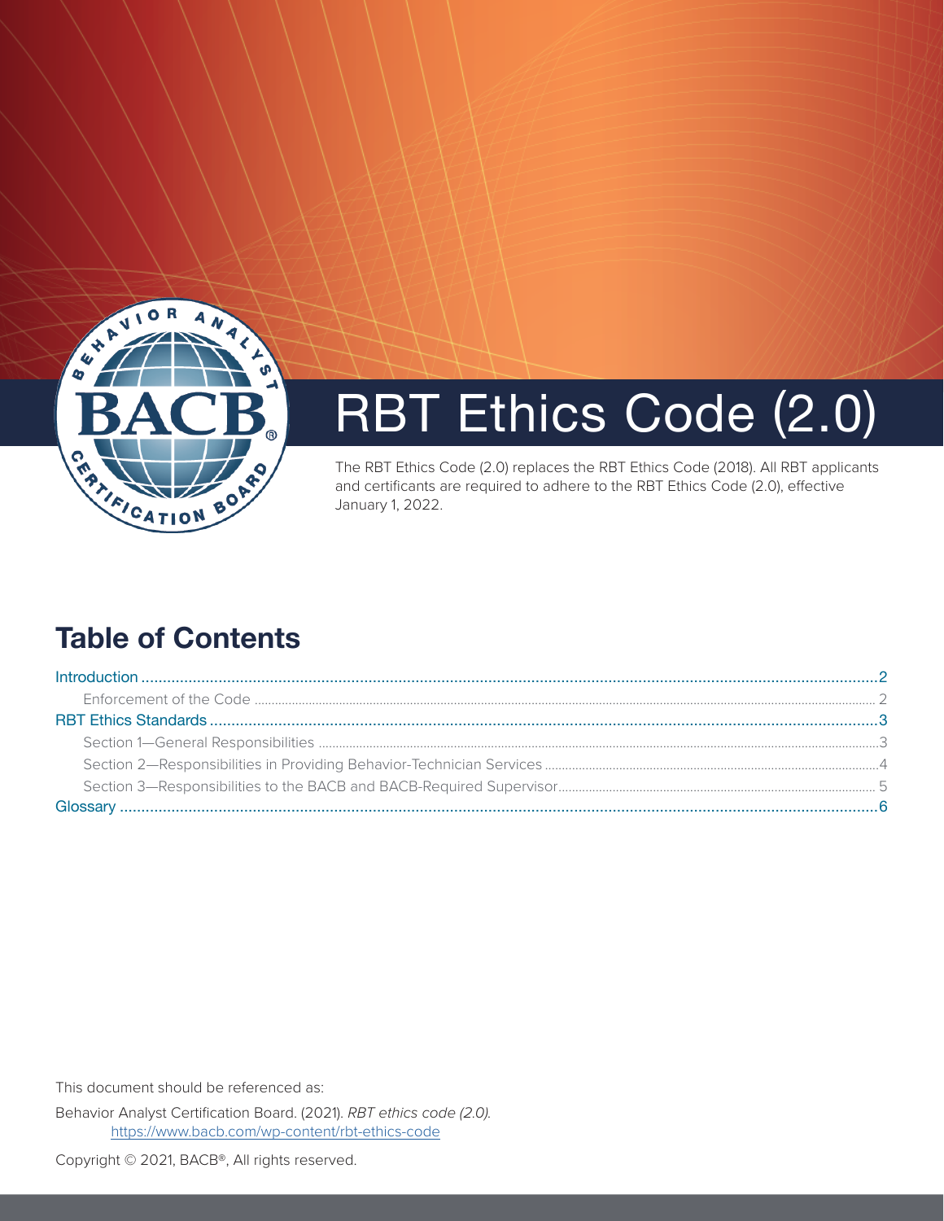# RBT Ethics Code (2.0)

The RBT Ethics Code (2.0) replaces the RBT Ethics Code (2018). All RBT applicants and certificants are required to adhere to the RBT Ethics Code (2.0), effective January 1, 2022.

## Table of Contents

- Introduction ........................................ 2
  - Enforcement of the Code ........................................ 2
- RBT Ethics Standards ........................................ 3
  - Section 1—General Responsibilities ........................................ 3
  - Section 2—Responsibilities in Providing Behavior-Technician Services ........................................ 4
  - Section 3—Responsibilities to the BACB and BACB-Required Supervisor ........................................ 5
- Glossary ........................................ 6

This document should be referenced as:

Behavior Analyst Certification Board. (2021). *RBT ethics code (2.0).* https://www.bacb.com/wp-content/rbt-ethics-code

Copyright © 2021, BACB®, All rights reserved.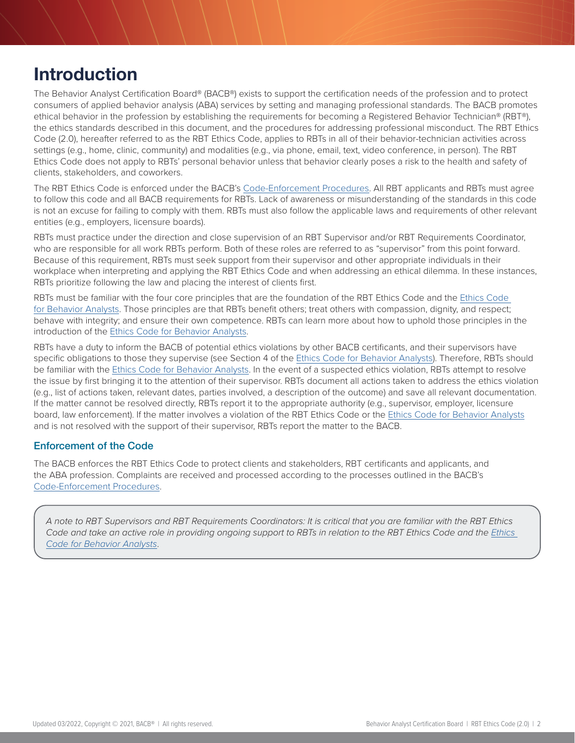# Introduction

The Behavior Analyst Certification Board® (BACB®) exists to support the certification needs of the profession and to protect consumers of applied behavior analysis (ABA) services by setting and managing professional standards. The BACB promotes ethical behavior in the profession by establishing the requirements for becoming a Registered Behavior Technician® (RBT®), the ethics standards described in this document, and the procedures for addressing professional misconduct. The RBT Ethics Code (2.0), hereafter referred to as the RBT Ethics Code, applies to RBTs in all of their behavior-technician activities across settings (e.g., home, clinic, community) and modalities (e.g., via phone, email, text, video conference, in person). The RBT Ethics Code does not apply to RBTs' personal behavior unless that behavior clearly poses a risk to the health and safety of clients, stakeholders, and coworkers.

The RBT Ethics Code is enforced under the BACB's Code-Enforcement Procedures. All RBT applicants and RBTs must agree to follow this code and all BACB requirements for RBTs. Lack of awareness or misunderstanding of the standards in this code is not an excuse for failing to comply with them. RBTs must also follow the applicable laws and requirements of other relevant entities (e.g., employers, licensure boards).

RBTs must practice under the direction and close supervision of an RBT Supervisor and/or RBT Requirements Coordinator, who are responsible for all work RBTs perform. Both of these roles are referred to as "supervisor" from this point forward. Because of this requirement, RBTs must seek support from their supervisor and other appropriate individuals in their workplace when interpreting and applying the RBT Ethics Code and when addressing an ethical dilemma. In these instances, RBTs prioritize following the law and placing the interest of clients first.

RBTs must be familiar with the four core principles that are the foundation of the RBT Ethics Code and the Ethics Code for Behavior Analysts. Those principles are that RBTs benefit others; treat others with compassion, dignity, and respect; behave with integrity; and ensure their own competence. RBTs can learn more about how to uphold those principles in the introduction of the Ethics Code for Behavior Analysts.

RBTs have a duty to inform the BACB of potential ethics violations by other BACB certificants, and their supervisors have specific obligations to those they supervise (see Section 4 of the Ethics Code for Behavior Analysts). Therefore, RBTs should be familiar with the Ethics Code for Behavior Analysts. In the event of a suspected ethics violation, RBTs attempt to resolve the issue by first bringing it to the attention of their supervisor. RBTs document all actions taken to address the ethics violation (e.g., list of actions taken, relevant dates, parties involved, a description of the outcome) and save all relevant documentation. If the matter cannot be resolved directly, RBTs report it to the appropriate authority (e.g., supervisor, employer, licensure board, law enforcement). If the matter involves a violation of the RBT Ethics Code or the Ethics Code for Behavior Analysts and is not resolved with the support of their supervisor, RBTs report the matter to the BACB.

## Enforcement of the Code

The BACB enforces the RBT Ethics Code to protect clients and stakeholders, RBT certificants and applicants, and the ABA profession. Complaints are received and processed according to the processes outlined in the BACB's Code-Enforcement Procedures.

*A note to RBT Supervisors and RBT Requirements Coordinators: It is critical that you are familiar with the RBT Ethics Code and take an active role in providing ongoing support to RBTs in relation to the RBT Ethics Code and the Ethics Code for Behavior Analysts.*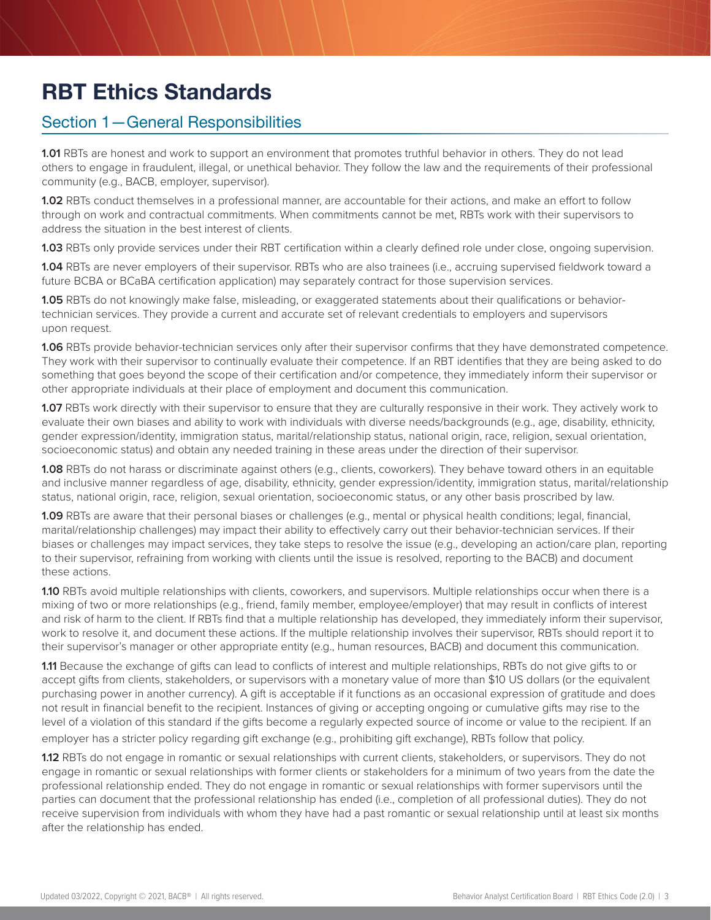# RBT Ethics Standards

## Section 1—General Responsibilities

**1.01** RBTs are honest and work to support an environment that promotes truthful behavior in others. They do not lead others to engage in fraudulent, illegal, or unethical behavior. They follow the law and the requirements of their professional community (e.g., BACB, employer, supervisor).

**1.02** RBTs conduct themselves in a professional manner, are accountable for their actions, and make an effort to follow through on work and contractual commitments. When commitments cannot be met, RBTs work with their supervisors to address the situation in the best interest of clients.

**1.03** RBTs only provide services under their RBT certification within a clearly defined role under close, ongoing supervision.

**1.04** RBTs are never employers of their supervisor. RBTs who are also trainees (i.e., accruing supervised fieldwork toward a future BCBA or BCaBA certification application) may separately contract for those supervision services.

**1.05** RBTs do not knowingly make false, misleading, or exaggerated statements about their qualifications or behavior-technician services. They provide a current and accurate set of relevant credentials to employers and supervisors upon request.

**1.06** RBTs provide behavior-technician services only after their supervisor confirms that they have demonstrated competence. They work with their supervisor to continually evaluate their competence. If an RBT identifies that they are being asked to do something that goes beyond the scope of their certification and/or competence, they immediately inform their supervisor or other appropriate individuals at their place of employment and document this communication.

**1.07** RBTs work directly with their supervisor to ensure that they are culturally responsive in their work. They actively work to evaluate their own biases and ability to work with individuals with diverse needs/backgrounds (e.g., age, disability, ethnicity, gender expression/identity, immigration status, marital/relationship status, national origin, race, religion, sexual orientation, socioeconomic status) and obtain any needed training in these areas under the direction of their supervisor.

**1.08** RBTs do not harass or discriminate against others (e.g., clients, coworkers). They behave toward others in an equitable and inclusive manner regardless of age, disability, ethnicity, gender expression/identity, immigration status, marital/relationship status, national origin, race, religion, sexual orientation, socioeconomic status, or any other basis proscribed by law.

**1.09** RBTs are aware that their personal biases or challenges (e.g., mental or physical health conditions; legal, financial, marital/relationship challenges) may impact their ability to effectively carry out their behavior-technician services. If their biases or challenges may impact services, they take steps to resolve the issue (e.g., developing an action/care plan, reporting to their supervisor, refraining from working with clients until the issue is resolved, reporting to the BACB) and document these actions.

**1.10** RBTs avoid multiple relationships with clients, coworkers, and supervisors. Multiple relationships occur when there is a mixing of two or more relationships (e.g., friend, family member, employee/employer) that may result in conflicts of interest and risk of harm to the client. If RBTs find that a multiple relationship has developed, they immediately inform their supervisor, work to resolve it, and document these actions. If the multiple relationship involves their supervisor, RBTs should report it to their supervisor's manager or other appropriate entity (e.g., human resources, BACB) and document this communication.

**1.11** Because the exchange of gifts can lead to conflicts of interest and multiple relationships, RBTs do not give gifts to or accept gifts from clients, stakeholders, or supervisors with a monetary value of more than $10 US dollars (or the equivalent purchasing power in another currency). A gift is acceptable if it functions as an occasional expression of gratitude and does not result in financial benefit to the recipient. Instances of giving or accepting ongoing or cumulative gifts may rise to the level of a violation of this standard if the gifts become a regularly expected source of income or value to the recipient. If an employer has a stricter policy regarding gift exchange (e.g., prohibiting gift exchange), RBTs follow that policy.

**1.12** RBTs do not engage in romantic or sexual relationships with current clients, stakeholders, or supervisors. They do not engage in romantic or sexual relationships with former clients or stakeholders for a minimum of two years from the date the professional relationship ended. They do not engage in romantic or sexual relationships with former supervisors until the parties can document that the professional relationship has ended (i.e., completion of all professional duties). They do not receive supervision from individuals with whom they have had a past romantic or sexual relationship until at least six months after the relationship has ended.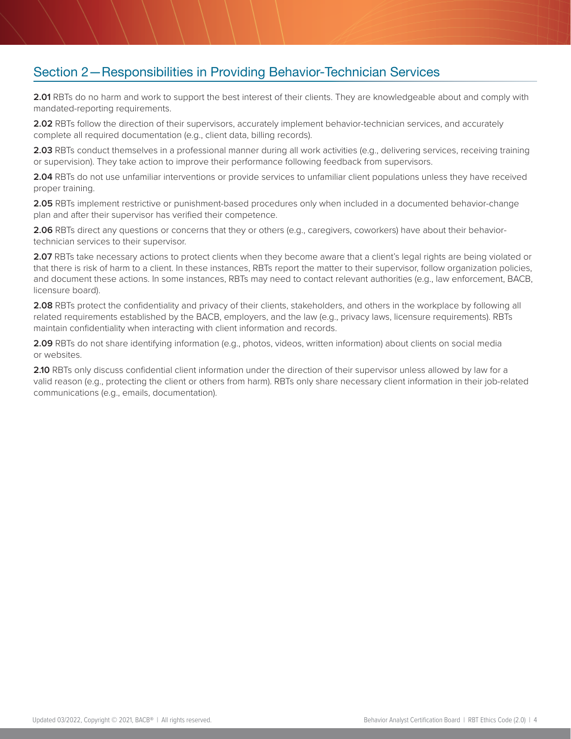## Section 2—Responsibilities in Providing Behavior-Technician Services

**2.01** RBTs do no harm and work to support the best interest of their clients. They are knowledgeable about and comply with mandated-reporting requirements.

**2.02** RBTs follow the direction of their supervisors, accurately implement behavior-technician services, and accurately complete all required documentation (e.g., client data, billing records).

**2.03** RBTs conduct themselves in a professional manner during all work activities (e.g., delivering services, receiving training or supervision). They take action to improve their performance following feedback from supervisors.

**2.04** RBTs do not use unfamiliar interventions or provide services to unfamiliar client populations unless they have received proper training.

**2.05** RBTs implement restrictive or punishment-based procedures only when included in a documented behavior-change plan and after their supervisor has verified their competence.

**2.06** RBTs direct any questions or concerns that they or others (e.g., caregivers, coworkers) have about their behavior-technician services to their supervisor.

**2.07** RBTs take necessary actions to protect clients when they become aware that a client's legal rights are being violated or that there is risk of harm to a client. In these instances, RBTs report the matter to their supervisor, follow organization policies, and document these actions. In some instances, RBTs may need to contact relevant authorities (e.g., law enforcement, BACB, licensure board).

**2.08** RBTs protect the confidentiality and privacy of their clients, stakeholders, and others in the workplace by following all related requirements established by the BACB, employers, and the law (e.g., privacy laws, licensure requirements). RBTs maintain confidentiality when interacting with client information and records.

**2.09** RBTs do not share identifying information (e.g., photos, videos, written information) about clients on social media or websites.

**2.10** RBTs only discuss confidential client information under the direction of their supervisor unless allowed by law for a valid reason (e.g., protecting the client or others from harm). RBTs only share necessary client information in their job-related communications (e.g., emails, documentation).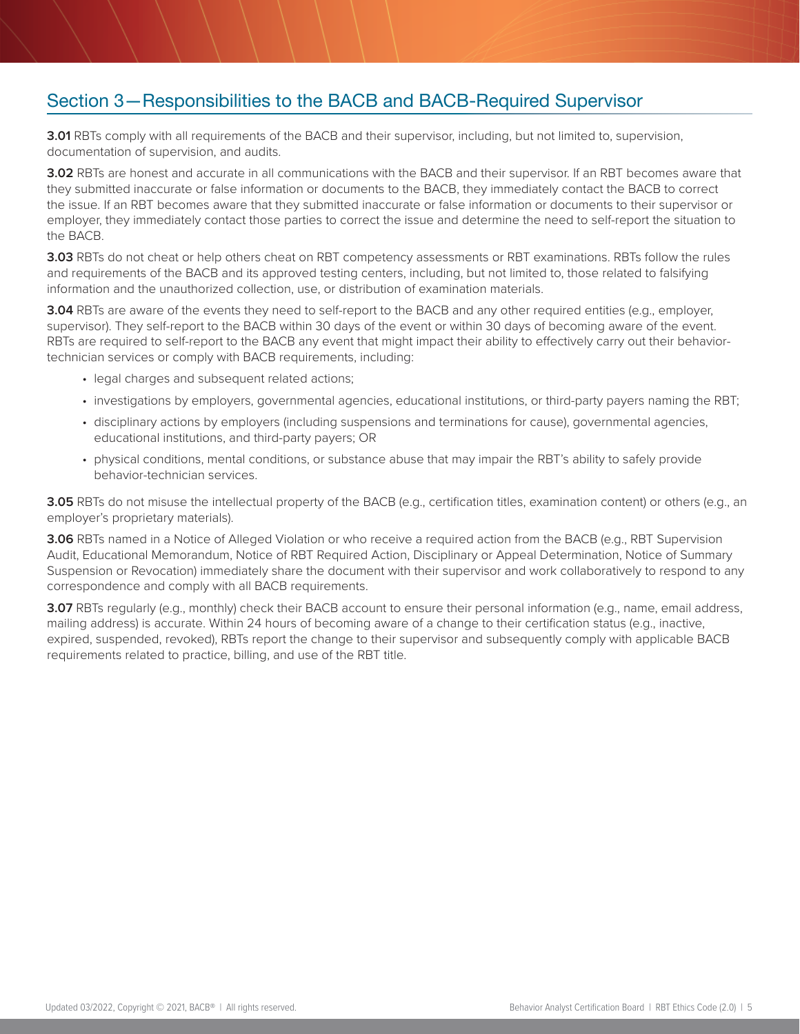## Section 3—Responsibilities to the BACB and BACB-Required Supervisor

**3.01** RBTs comply with all requirements of the BACB and their supervisor, including, but not limited to, supervision, documentation of supervision, and audits.

**3.02** RBTs are honest and accurate in all communications with the BACB and their supervisor. If an RBT becomes aware that they submitted inaccurate or false information or documents to the BACB, they immediately contact the BACB to correct the issue. If an RBT becomes aware that they submitted inaccurate or false information or documents to their supervisor or employer, they immediately contact those parties to correct the issue and determine the need to self-report the situation to the BACB.

**3.03** RBTs do not cheat or help others cheat on RBT competency assessments or RBT examinations. RBTs follow the rules and requirements of the BACB and its approved testing centers, including, but not limited to, those related to falsifying information and the unauthorized collection, use, or distribution of examination materials.

**3.04** RBTs are aware of the events they need to self-report to the BACB and any other required entities (e.g., employer, supervisor). They self-report to the BACB within 30 days of the event or within 30 days of becoming aware of the event. RBTs are required to self-report to the BACB any event that might impact their ability to effectively carry out their behavior-technician services or comply with BACB requirements, including:

- legal charges and subsequent related actions;
- investigations by employers, governmental agencies, educational institutions, or third-party payers naming the RBT;
- disciplinary actions by employers (including suspensions and terminations for cause), governmental agencies, educational institutions, and third-party payers; OR
- physical conditions, mental conditions, or substance abuse that may impair the RBT's ability to safely provide behavior-technician services.

**3.05** RBTs do not misuse the intellectual property of the BACB (e.g., certification titles, examination content) or others (e.g., an employer's proprietary materials).

**3.06** RBTs named in a Notice of Alleged Violation or who receive a required action from the BACB (e.g., RBT Supervision Audit, Educational Memorandum, Notice of RBT Required Action, Disciplinary or Appeal Determination, Notice of Summary Suspension or Revocation) immediately share the document with their supervisor and work collaboratively to respond to any correspondence and comply with all BACB requirements.

**3.07** RBTs regularly (e.g., monthly) check their BACB account to ensure their personal information (e.g., name, email address, mailing address) is accurate. Within 24 hours of becoming aware of a change to their certification status (e.g., inactive, expired, suspended, revoked), RBTs report the change to their supervisor and subsequently comply with applicable BACB requirements related to practice, billing, and use of the RBT title.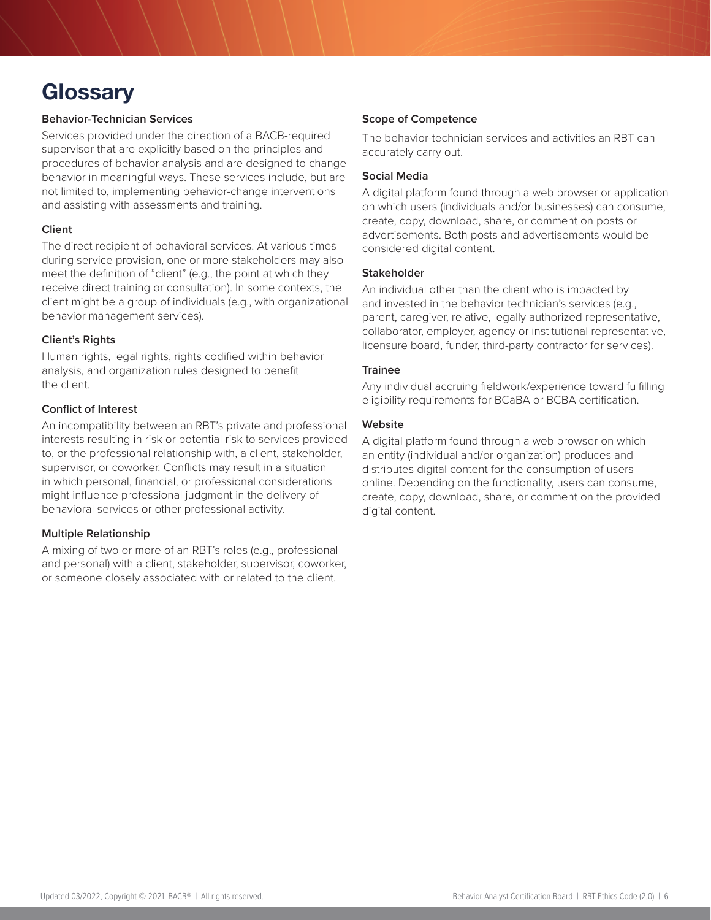# Glossary

### Behavior-Technician Services

Services provided under the direction of a BACB-required supervisor that are explicitly based on the principles and procedures of behavior analysis and are designed to change behavior in meaningful ways. These services include, but are not limited to, implementing behavior-change interventions and assisting with assessments and training.

### Client

The direct recipient of behavioral services. At various times during service provision, one or more stakeholders may also meet the definition of "client" (e.g., the point at which they receive direct training or consultation). In some contexts, the client might be a group of individuals (e.g., with organizational behavior management services).

### Client's Rights

Human rights, legal rights, rights codified within behavior analysis, and organization rules designed to benefit the client.

### Conflict of Interest

An incompatibility between an RBT's private and professional interests resulting in risk or potential risk to services provided to, or the professional relationship with, a client, stakeholder, supervisor, or coworker. Conflicts may result in a situation in which personal, financial, or professional considerations might influence professional judgment in the delivery of behavioral services or other professional activity.

### Multiple Relationship

A mixing of two or more of an RBT's roles (e.g., professional and personal) with a client, stakeholder, supervisor, coworker, or someone closely associated with or related to the client.

### Scope of Competence

The behavior-technician services and activities an RBT can accurately carry out.

### Social Media

A digital platform found through a web browser or application on which users (individuals and/or businesses) can consume, create, copy, download, share, or comment on posts or advertisements. Both posts and advertisements would be considered digital content.

### Stakeholder

An individual other than the client who is impacted by and invested in the behavior technician's services (e.g., parent, caregiver, relative, legally authorized representative, collaborator, employer, agency or institutional representative, licensure board, funder, third-party contractor for services).

### Trainee

Any individual accruing fieldwork/experience toward fulfilling eligibility requirements for BCaBA or BCBA certification.

### Website

A digital platform found through a web browser on which an entity (individual and/or organization) produces and distributes digital content for the consumption of users online. Depending on the functionality, users can consume, create, copy, download, share, or comment on the provided digital content.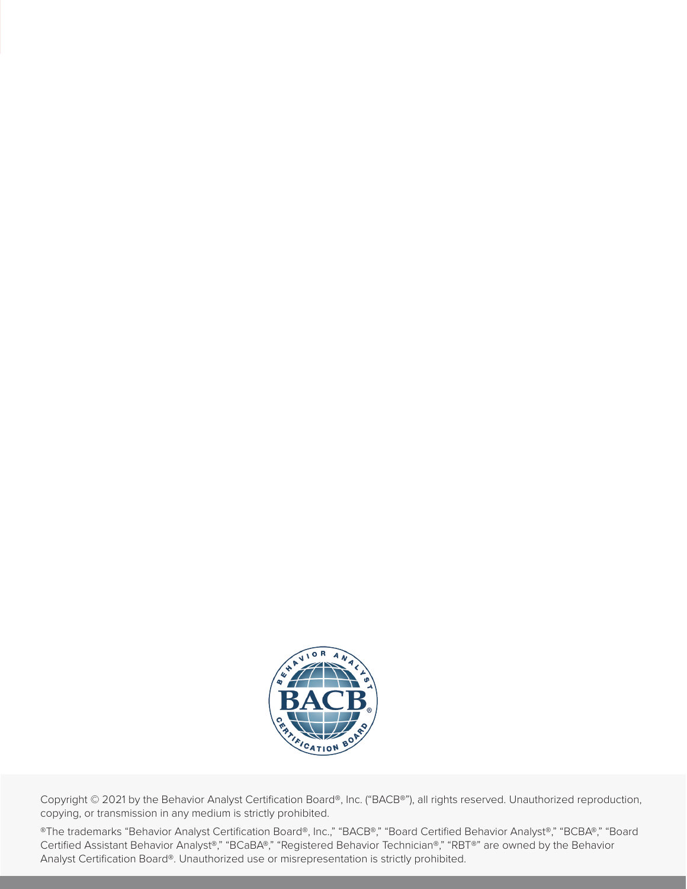Copyright © 2021 by the Behavior Analyst Certification Board®, Inc. ("BACB®"), all rights reserved. Unauthorized reproduction, copying, or transmission in any medium is strictly prohibited.

®The trademarks "Behavior Analyst Certification Board®, Inc.," "BACB®," "Board Certified Behavior Analyst®," "BCBA®," "Board Certified Assistant Behavior Analyst®," "BCaBA®," "Registered Behavior Technician®," "RBT®" are owned by the Behavior Analyst Certification Board®. Unauthorized use or misrepresentation is strictly prohibited.